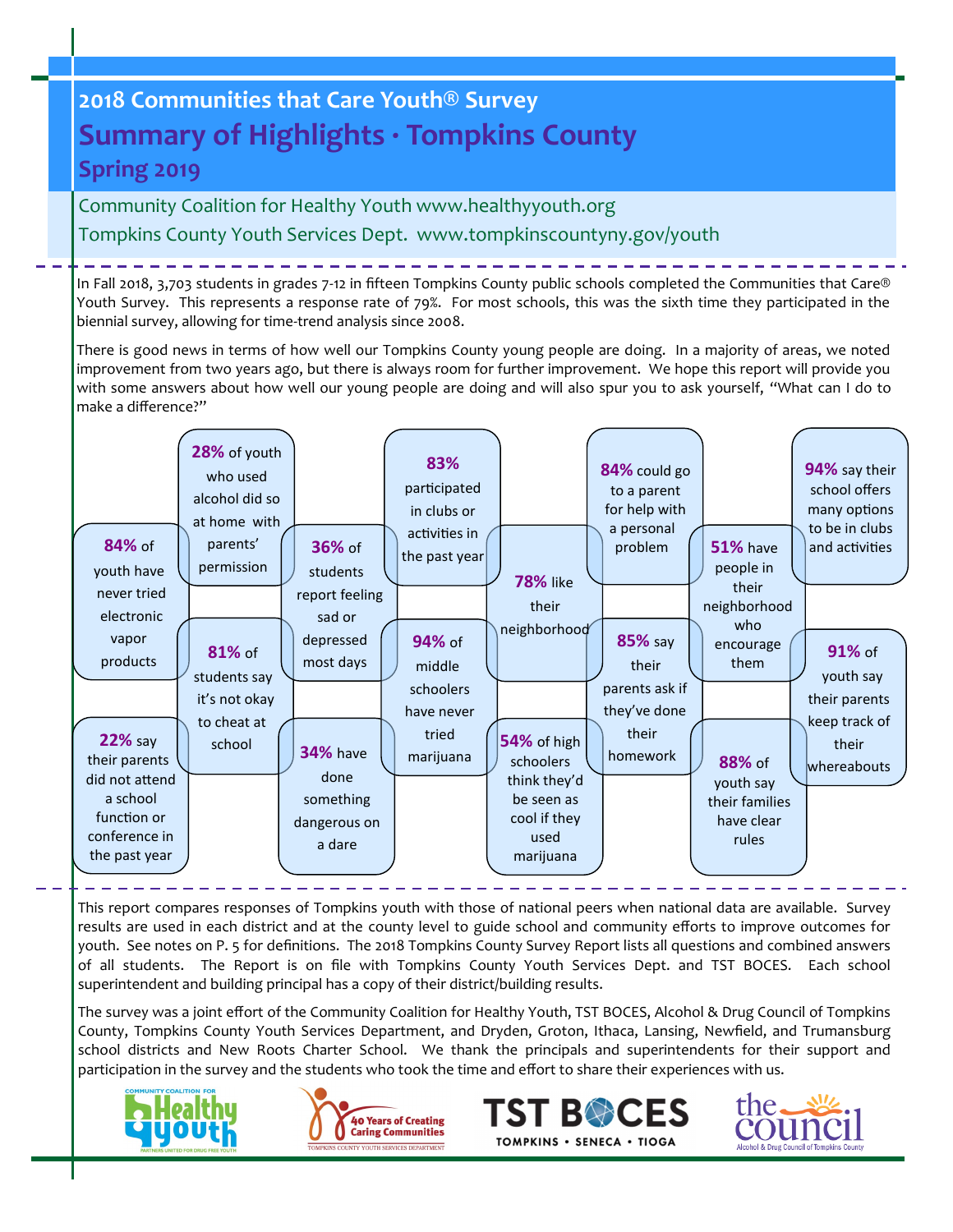# 2018 Communities that Care Youth® Survey

## Summary of Highlights · Tompkins County

### Spring 2019

Community Coalition for Healthy Youth www.healthyyouth.org

Tompkins County Youth Services Dept. www.tompkinscountyny.gov/youth

In Fall 2018, 3,703 students in grades 7-12 in fifteen Tompkins County public schools completed the Communities that Care® Youth Survey. This represents a response rate of 79%. For most schools, this was the sixth time they participated in the biennial survey, allowing for time-trend analysis since 2008.

There is good news in terms of how well our Tompkins County young people are doing. In a majority of areas, we noted improvement from two years ago, but there is always room for further improvement. We hope this report will provide you with some answers about how well our young people are doing and will also spur you to ask yourself, "What can I do to make a difference?"

- **84%** of youth have never tried electronic vapor products
- **22%** say their parents did not attend a school function or conference in the past year
- **28%** of youth who used alcohol did so at home with parents' permission
- **81%** of students say it's not okay to cheat at school
- **36%** of students report feeling sad or depressed most days
- **34%** have done something dangerous on a dare
- **83%** participated in clubs or activities in the past year
- **94%** of middle schoolers have never tried marijuana
- **78%** like their neighborhood
- **54%** of high schoolers think they'd be seen as cool if they used marijuana
- **84%** could go to a parent for help with a personal problem
- **85%** say their parents ask if they've done their homework
- **51%** have people in their neighborhood who encourage them
- **88%** of youth say their families have clear rules
- **94%** say their school offers many options to be in clubs and activities
- **91%** of youth say their parents keep track of their whereabouts

This report compares responses of Tompkins youth with those of national peers when national data are available. Survey results are used in each district and at the county level to guide school and community efforts to improve outcomes for youth. See notes on P. 5 for definitions. The 2018 Tompkins County Survey Report lists all questions and combined answers of all students. The Report is on file with Tompkins County Youth Services Dept. and TST BOCES. Each school superintendent and building principal has a copy of their district/building results.

The survey was a joint effort of the Community Coalition for Healthy Youth, TST BOCES, Alcohol & Drug Council of Tompkins County, Tompkins County Youth Services Department, and Dryden, Groton, Ithaca, Lansing, Newfield, and Trumansburg school districts and New Roots Charter School. We thank the principals and superintendents for their support and participation in the survey and the students who took the time and effort to share their experiences with us.

Community Coalition for Healthy Youth — Partners United for Drug Free Youth · 40 Years of Creating Caring Communities — Tompkins County Youth Services Department · TST BOCES — Tompkins • Seneca • Tioga · the council — Alcohol & Drug Council of Tompkins County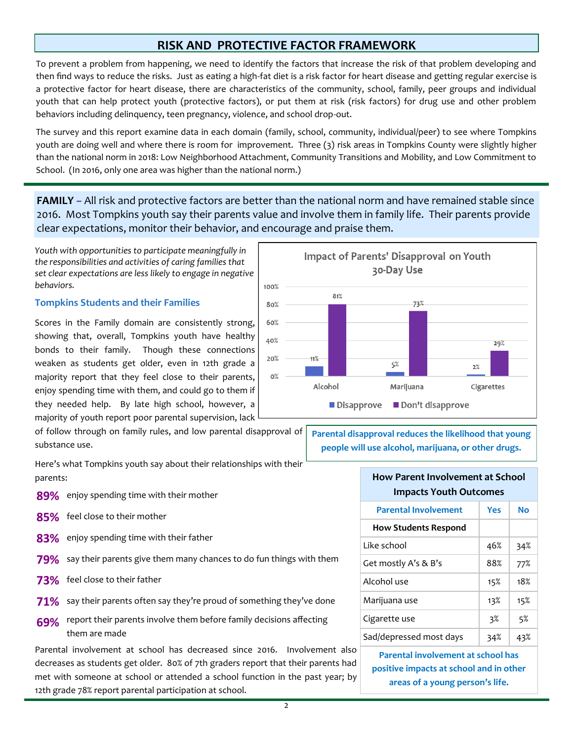# RISK AND PROTECTIVE FACTOR FRAMEWORK

To prevent a problem from happening, we need to identify the factors that increase the risk of that problem developing and then find ways to reduce the risks. Just as eating a high-fat diet is a risk factor for heart disease and getting regular exercise is a protective factor for heart disease, there are characteristics of the community, school, family, peer groups and individual youth that can help protect youth (protective factors), or put them at risk (risk factors) for drug use and other problem behaviors including delinquency, teen pregnancy, violence, and school drop-out.

The survey and this report examine data in each domain (family, school, community, individual/peer) to see where Tompkins youth are doing well and where there is room for improvement. Three (3) risk areas in Tompkins County were slightly higher than the national norm in 2018: Low Neighborhood Attachment, Community Transitions and Mobility, and Low Commitment to School. (In 2016, only one area was higher than the national norm.)

**FAMILY** – All risk and protective factors are better than the national norm and have remained stable since 2016. Most Tompkins youth say their parents value and involve them in family life. Their parents provide clear expectations, monitor their behavior, and encourage and praise them.

*Youth with opportunities to participate meaningfully in the responsibilities and activities of caring families that set clear expectations are less likely to engage in negative behaviors.*

### Tompkins Students and their Families

Scores in the Family domain are consistently strong, showing that, overall, Tompkins youth have healthy bonds to their family. Though these connections weaken as students get older, even in 12th grade a majority report that they feel close to their parents, enjoy spending time with them, and could go to them if they needed help. By late high school, however, a majority of youth report poor parental supervision, lack of follow through on family rules, and low parental disapproval of substance use.

**Impact of Parents' Disapproval on Youth 30-Day Use**

| | Disapprove | Don't disapprove |
|---|---|---|
| Alcohol | 11% | 81% |
| Marijuana | 5% | 73% |
| Cigarettes | 2% | 29% |

**Parental disapproval reduces the likelihood that young people will use alcohol, marijuana, or other drugs.**

Here's what Tompkins youth say about their relationships with their parents:

- **89%** enjoy spending time with their mother
- **85%** feel close to their mother
- **83%** enjoy spending time with their father
- **79%** say their parents give them many chances to do fun things with them
- **73%** feel close to their father
- **71%** say their parents often say they're proud of something they've done
- **69%** report their parents involve them before family decisions affecting them are made

Parental involvement at school has decreased since 2016. Involvement also decreases as students get older. 80% of 7th graders report that their parents had met with someone at school or attended a school function in the past year; by 12th grade 78% report parental participation at school.

**How Parent Involvement at School Impacts Youth Outcomes**

| Parental Involvement | Yes | No |
|---|---|---|
| **How Students Respond** | | |
| Like school | 46% | 34% |
| Get mostly A's & B's | 88% | 77% |
| Alcohol use | 15% | 18% |
| Marijuana use | 13% | 15% |
| Cigarette use | 3% | 5% |
| Sad/depressed most days | 34% | 43% |

**Parental involvement at school has positive impacts at school and in other areas of a young person's life.**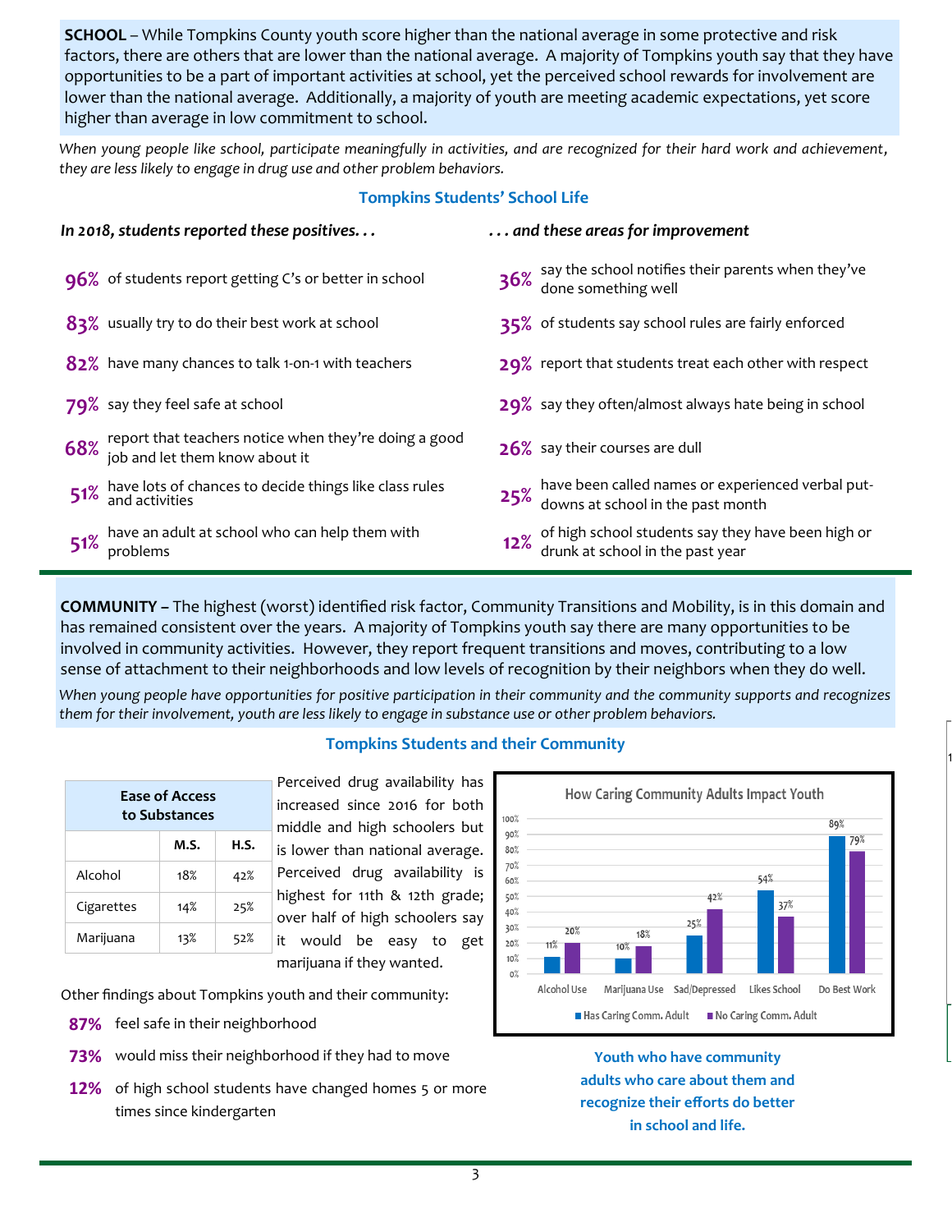**SCHOOL** – While Tompkins County youth score higher than the national average in some protective and risk factors, there are others that are lower than the national average. A majority of Tompkins youth say that they have opportunities to be a part of important activities at school, yet the perceived school rewards for involvement are lower than the national average. Additionally, a majority of youth are meeting academic expectations, yet score higher than average in low commitment to school.

*When young people like school, participate meaningfully in activities, and are recognized for their hard work and achievement, they are less likely to engage in drug use and other problem behaviors.*

## Tompkins Students' School Life

***In 2018, students reported these positives. . .***

- **96%** of students report getting C's or better in school
- **83%** usually try to do their best work at school
- **82%** have many chances to talk 1-on-1 with teachers
- **79%** say they feel safe at school
- **68%** report that teachers notice when they're doing a good job and let them know about it
- **51%** have lots of chances to decide things like class rules and activities
- **51%** have an adult at school who can help them with problems

***. . . and these areas for improvement***

- **36%** say the school notifies their parents when they've done something well
- **35%** of students say school rules are fairly enforced
- **29%** report that students treat each other with respect
- **29%** say they often/almost always hate being in school
- **26%** say their courses are dull
- **25%** have been called names or experienced verbal put-downs at school in the past month
- **12%** of high school students say they have been high or drunk at school in the past year

---

**COMMUNITY –** The highest (worst) identified risk factor, Community Transitions and Mobility, is in this domain and has remained consistent over the years. A majority of Tompkins youth say there are many opportunities to be involved in community activities. However, they report frequent transitions and moves, contributing to a low sense of attachment to their neighborhoods and low levels of recognition by their neighbors when they do well.

*When young people have opportunities for positive participation in their community and the community supports and recognizes them for their involvement, youth are less likely to engage in substance use or other problem behaviors.*

## Tompkins Students and their Community

| Ease of Access to Substances | M.S. | H.S. |
|---|---|---|
| Alcohol | 18% | 42% |
| Cigarettes | 14% | 25% |
| Marijuana | 13% | 52% |

Perceived drug availability has increased since 2016 for both middle and high schoolers but is lower than national average. Perceived drug availability is highest for 11th & 12th grade; over half of high schoolers say it would be easy to get marijuana if they wanted.

Other findings about Tompkins youth and their community:

- **87%** feel safe in their neighborhood
- **73%** would miss their neighborhood if they had to move
- **12%** of high school students have changed homes 5 or more times since kindergarten

**How Caring Community Adults Impact Youth**

| | Has Caring Comm. Adult | No Caring Comm. Adult |
|---|---|---|
| Alcohol Use | 11% | 20% |
| Marijuana Use | 10% | 18% |
| Sad/Depressed | 25% | 42% |
| Likes School | 54% | 37% |
| Do Best Work | 89% | 79% |

**Youth who have community adults who care about them and recognize their efforts do better in school and life.**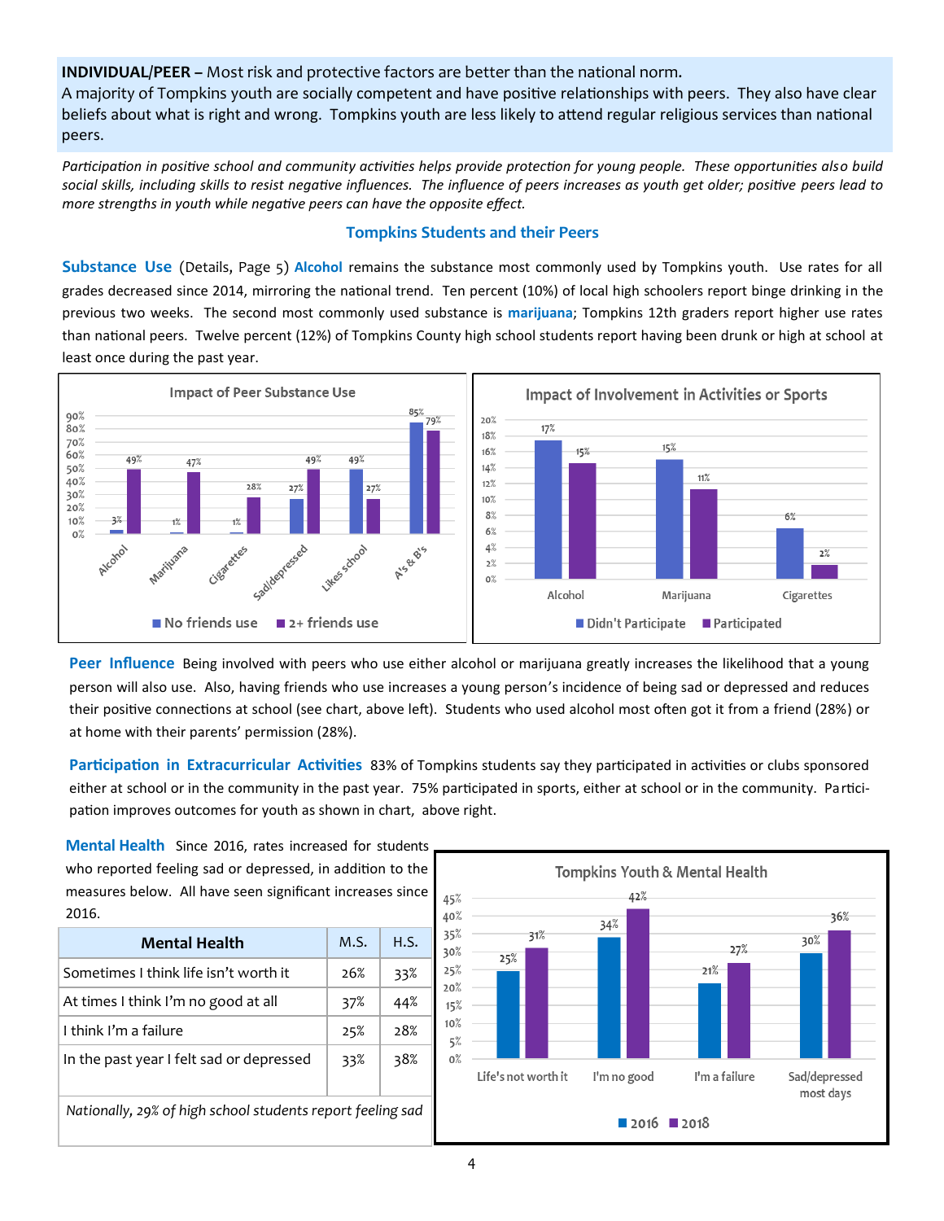**INDIVIDUAL/PEER –** Most risk and protective factors are better than the national norm.
A majority of Tompkins youth are socially competent and have positive relationships with peers. They also have clear beliefs about what is right and wrong. Tompkins youth are less likely to attend regular religious services than national peers.

*Participation in positive school and community activities helps provide protection for young people. These opportunities also build social skills, including skills to resist negative influences. The influence of peers increases as youth get older; positive peers lead to more strengths in youth while negative peers can have the opposite effect.*

## Tompkins Students and their Peers

**Substance Use** (Details, Page 5) **Alcohol** remains the substance most commonly used by Tompkins youth. Use rates for all grades decreased since 2014, mirroring the national trend. Ten percent (10%) of local high schoolers report binge drinking in the previous two weeks. The second most commonly used substance is **marijuana**; Tompkins 12th graders report higher use rates than national peers. Twelve percent (12%) of Tompkins County high school students report having been drunk or high at school at least once during the past year.

**Impact of Peer Substance Use**

| | No friends use | 2+ friends use |
|---|---|---|
| Alcohol | 3% | 49% |
| Marijuana | 1% | 47% |
| Cigarettes | 1% | 28% |
| Sad/depressed | 27% | 49% |
| Likes school | 49% | 27% |
| A's & B's | 85% | 79% |

**Impact of Involvement in Activities or Sports**

| | Didn't Participate | Participated |
|---|---|---|
| Alcohol | 17% | 15% |
| Marijuana | 15% | 11% |
| Cigarettes | 6% | 2% |

**Peer Influence** Being involved with peers who use either alcohol or marijuana greatly increases the likelihood that a young person will also use. Also, having friends who use increases a young person's incidence of being sad or depressed and reduces their positive connections at school (see chart, above left). Students who used alcohol most often got it from a friend (28%) or at home with their parents' permission (28%).

**Participation in Extracurricular Activities** 83% of Tompkins students say they participated in activities or clubs sponsored either at school or in the community in the past year. 75% participated in sports, either at school or in the community. Participation improves outcomes for youth as shown in chart, above right.

**Mental Health** Since 2016, rates increased for students who reported feeling sad or depressed, in addition to the measures below. All have seen significant increases since 2016.

| Mental Health | M.S. | H.S. |
|---|---|---|
| Sometimes I think life isn't worth it | 26% | 33% |
| At times I think I'm no good at all | 37% | 44% |
| I think I'm a failure | 25% | 28% |
| In the past year I felt sad or depressed | 33% | 38% |

*Nationally, 29% of high school students report feeling sad*

**Tompkins Youth & Mental Health**

| | 2016 | 2018 |
|---|---|---|
| Life's not worth it | 25% | 31% |
| I'm no good | 34% | 42% |
| I'm a failure | 21% | 27% |
| Sad/depressed most days | 30% | 36% |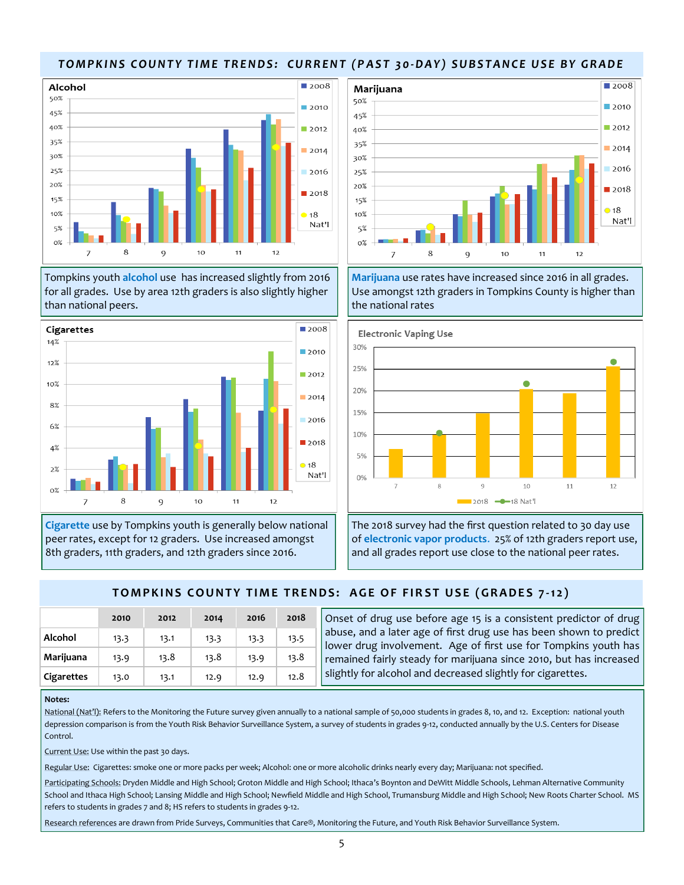## TOMPKINS COUNTY TIME TRENDS: CURRENT (PAST 30-DAY) SUBSTANCE USE BY GRADE

**Alcohol**

Tompkins youth **alcohol** use has increased slightly from 2016 for all grades. Use by area 12th graders is also slightly higher than national peers.

**Marijuana**

**Marijuana** use rates have increased since 2016 in all grades. Use amongst 12th graders in Tompkins County is higher than the national rates

**Cigarettes**

**Cigarette** use by Tompkins youth is generally below national peer rates, except for 12 graders. Use increased amongst 8th graders, 11th graders, and 12th graders since 2016.

**Electronic Vaping Use**

The 2018 survey had the first question related to 30 day use of **electronic vapor products.** 25% of 12th graders report use, and all grades report use close to the national peer rates.

## TOMPKINS COUNTY TIME TRENDS: AGE OF FIRST USE (GRADES 7-12)

| | 2010 | 2012 | 2014 | 2016 | 2018 |
|---|---|---|---|---|---|
| **Alcohol** | 13.3 | 13.1 | 13.3 | 13.3 | 13.5 |
| **Marijuana** | 13.9 | 13.8 | 13.8 | 13.9 | 13.8 |
| **Cigarettes** | 13.0 | 13.1 | 12.9 | 12.9 | 12.8 |

Onset of drug use before age 15 is a consistent predictor of drug abuse, and a later age of first drug use has been shown to predict lower drug involvement. Age of first use for Tompkins youth has remained fairly steady for marijuana since 2010, but has increased slightly for alcohol and decreased slightly for cigarettes.

**Notes:**

National (Nat'l): Refers to the Monitoring the Future survey given annually to a national sample of 50,000 students in grades 8, 10, and 12. Exception: national youth depression comparison is from the Youth Risk Behavior Surveillance System, a survey of students in grades 9-12, conducted annually by the U.S. Centers for Disease Control.

Current Use: Use within the past 30 days.

Regular Use: Cigarettes: smoke one or more packs per week; Alcohol: one or more alcoholic drinks nearly every day; Marijuana: not specified.

Participating Schools: Dryden Middle and High School; Groton Middle and High School; Ithaca's Boynton and DeWitt Middle Schools, Lehman Alternative Community School and Ithaca High School; Lansing Middle and High School; Newfield Middle and High School, Trumansburg Middle and High School; New Roots Charter School. MS refers to students in grades 7 and 8; HS refers to students in grades 9-12.

Research references are drawn from Pride Surveys, Communities that Care®, Monitoring the Future, and Youth Risk Behavior Surveillance System.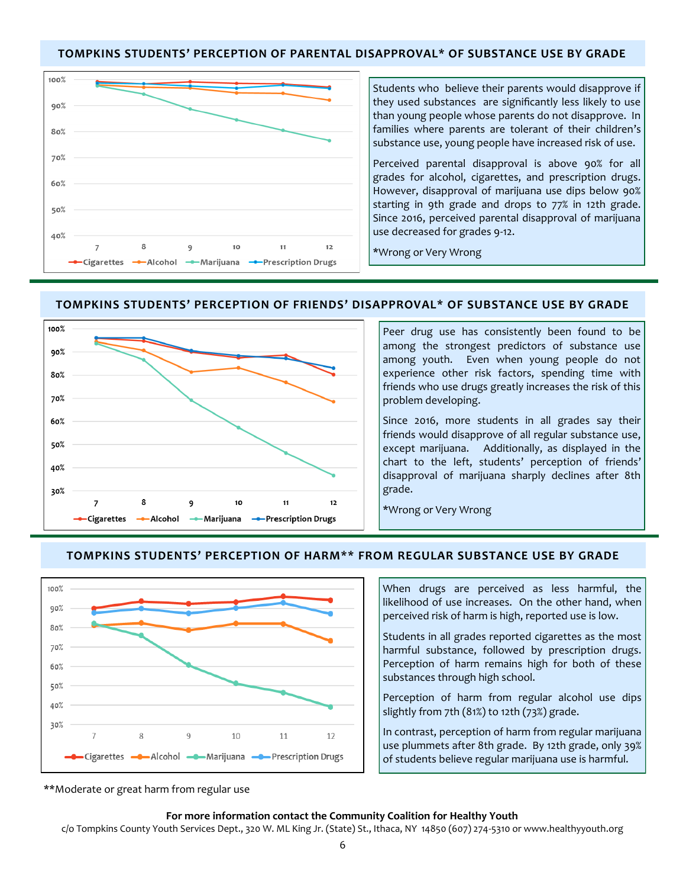## TOMPKINS STUDENTS' PERCEPTION OF PARENTAL DISAPPROVAL* OF SUBSTANCE USE BY GRADE

100%
90%
80%
70%
60%
50%
40%
7
8
9
10
11
12
Cigarettes
Alcohol
Marijuana
Prescription Drugs

Students who believe their parents would disapprove if they used substances are significantly less likely to use than young people whose parents do not disapprove. In families where parents are tolerant of their children's substance use, young people have increased risk of use.

Perceived parental disapproval is above 90% for all grades for alcohol, cigarettes, and prescription drugs. However, disapproval of marijuana use dips below 90% starting in 9th grade and drops to 77% in 12th grade. Since 2016, perceived parental disapproval of marijuana use decreased for grades 9-12.

*Wrong or Very Wrong

## TOMPKINS STUDENTS' PERCEPTION OF FRIENDS' DISAPPROVAL* OF SUBSTANCE USE BY GRADE

100%
90%
80%
70%
60%
50%
40%
30%
7
8
9
10
11
12
Cigarettes
Alcohol
Marijuana
Prescription Drugs

Peer drug use has consistently been found to be among the strongest predictors of substance use among youth. Even when young people do not experience other risk factors, spending time with friends who use drugs greatly increases the risk of this problem developing.

Since 2016, more students in all grades say their friends would disapprove of all regular substance use, except marijuana. Additionally, as displayed in the chart to the left, students' perception of friends' disapproval of marijuana sharply declines after 8th grade.

*Wrong or Very Wrong

## TOMPKINS STUDENTS' PERCEPTION OF HARM** FROM REGULAR SUBSTANCE USE BY GRADE

100%
90%
80%
70%
60%
50%
40%
30%
7
8
9
10
11
12
Cigarettes
Alcohol
Marijuana
Prescription Drugs

When drugs are perceived as less harmful, the likelihood of use increases. On the other hand, when perceived risk of harm is high, reported use is low.

Students in all grades reported cigarettes as the most harmful substance, followed by prescription drugs. Perception of harm remains high for both of these substances through high school.

Perception of harm from regular alcohol use dips slightly from 7th (81%) to 12th (73%) grade.

In contrast, perception of harm from regular marijuana use plummets after 8th grade. By 12th grade, only 39% of students believe regular marijuana use is harmful.

**Moderate or great harm from regular use

**For more information contact the Community Coalition for Healthy Youth**

c/o Tompkins County Youth Services Dept., 320 W. ML King Jr. (State) St., Ithaca, NY 14850 (607) 274-5310 or www.healthyyouth.org